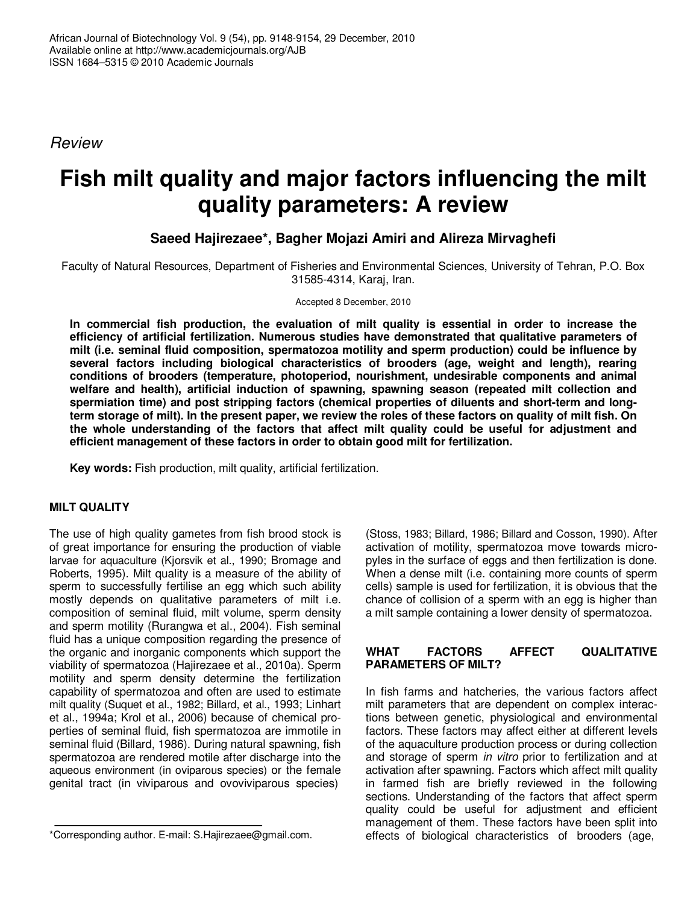*Review*

# Fish milt quality and major factors influencing the milt quality parameters: A review

**Saeed Hajirezaee\*, Bagher Mojazi Amiri and Alireza Mirvaghefi**

Faculty of Natural Resources, Department of Fisheries and Environmental Sciences, University of Tehran, P.O. Box 31585-4314, Karaj, Iran.

Accepted 8 December, 2010

**In commercial fish production, the evaluation of milt quality is essential in order to increase the efficiency of artificial fertilization. Numerous studies have demonstrated that qualitative parameters of milt (i.e. seminal fluid composition, spermatozoa motility and sperm production) could be influence by several factors including biological characteristics of brooders (age, weight and length), rearing conditions of brooders (temperature, photoperiod, nourishment, undesirable components and animal welfare and health), artificial induction of spawning, spawning season (repeated milt collection and spermiation time) and post stripping factors (chemical properties of diluents and short-term and long-term storage of milt). In the present paper, we review the roles of these factors on quality of milt fish. On the whole understanding of the factors that affect milt quality could be useful for adjustment and efficient management of these factors in order to obtain good milt for fertilization.**

**Key words:** Fish production, milt quality, artificial fertilization.

## MILT QUALITY

The use of high quality gametes from fish brood stock is of great importance for ensuring the production of viable larvae for aquaculture (Kjorsvik et al., 1990; Bromage and Roberts, 1995). Milt quality is a measure of the ability of sperm to successfully fertilise an egg which such ability mostly depends on qualitative parameters of milt i.e. composition of seminal fluid, milt volume, sperm density and sperm motility (Rurangwa et al., 2004). Fish seminal fluid has a unique composition regarding the presence of the organic and inorganic components which support the viability of spermatozoa (Hajirezaee et al., 2010a). Sperm motility and sperm density determine the fertilization capability of spermatozoa and often are used to estimate milt quality (Suquet et al., 1982; Billard, et al., 1993; Linhart et al., 1994a; Krol et al., 2006) because of chemical properties of seminal fluid, fish spermatozoa are immotile in seminal fluid (Billard, 1986). During natural spawning, fish spermatozoa are rendered motile after discharge into the aqueous environment (in oviparous species) or the female genital tract (in viviparous and ovoviviparous species) (Stoss, 1983; Billard, 1986; Billard and Cosson, 1990). After activation of motility, spermatozoa move towards micropyles in the surface of eggs and then fertilization is done. When a dense milt (i.e. containing more counts of sperm cells) sample is used for fertilization, it is obvious that the chance of collision of a sperm with an egg is higher than a milt sample containing a lower density of spermatozoa.

## WHAT FACTORS AFFECT QUALITATIVE PARAMETERS OF MILT?

In fish farms and hatcheries, the various factors affect milt parameters that are dependent on complex interactions between genetic, physiological and environmental factors. These factors may affect either at different levels of the aquaculture production process or during collection and storage of sperm *in vitro* prior to fertilization and at activation after spawning. Factors which affect milt quality in farmed fish are briefly reviewed in the following sections. Understanding of the factors that affect sperm quality could be useful for adjustment and efficient management of them. These factors have been split into effects of biological characteristics of brooders (age,

\*Corresponding author. E-mail: S.Hajirezaee@gmail.com.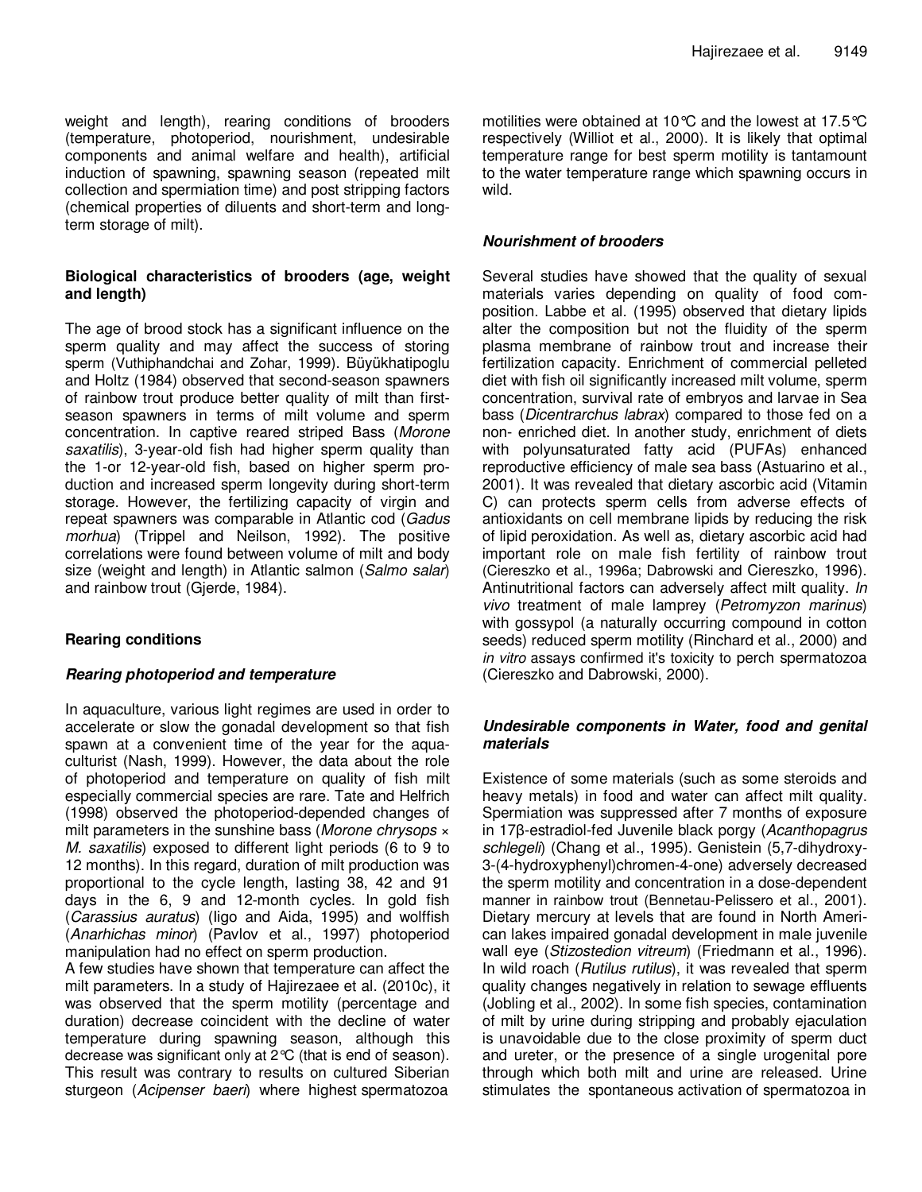weight and length), rearing conditions of brooders (temperature, photoperiod, nourishment, undesirable components and animal welfare and health), artificial induction of spawning, spawning season (repeated milt collection and spermiation time) and post stripping factors (chemical properties of diluents and short-term and long-term storage of milt).

### Biological characteristics of brooders (age, weight and length)

The age of brood stock has a significant influence on the sperm quality and may affect the success of storing sperm (Vuthiphandchai and Zohar, 1999). Büyükhatipoglu and Holtz (1984) observed that second-season spawners of rainbow trout produce better quality of milt than first-season spawners in terms of milt volume and sperm concentration. In captive reared striped Bass (*Morone saxatilis*), 3-year-old fish had higher sperm quality than the 1-or 12-year-old fish, based on higher sperm production and increased sperm longevity during short-term storage. However, the fertilizing capacity of virgin and repeat spawners was comparable in Atlantic cod (*Gadus morhua*) (Trippel and Neilson, 1992). The positive correlations were found between volume of milt and body size (weight and length) in Atlantic salmon (*Salmo salar*) and rainbow trout (Gjerde, 1984).

### Rearing conditions

#### *Rearing photoperiod and temperature*

In aquaculture, various light regimes are used in order to accelerate or slow the gonadal development so that fish spawn at a convenient time of the year for the aquaculturist (Nash, 1999). However, the data about the role of photoperiod and temperature on quality of fish milt especially commercial species are rare. Tate and Helfrich (1998) observed the photoperiod-depended changes of milt parameters in the sunshine bass (*Morone chrysops* × *M. saxatilis*) exposed to different light periods (6 to 9 to 12 months). In this regard, duration of milt production was proportional to the cycle length, lasting 38, 42 and 91 days in the 6, 9 and 12-month cycles. In gold fish (*Carassius auratus*) (Iigo and Aida, 1995) and wolffish (*Anarhichas minor*) (Pavlov et al., 1997) photoperiod manipulation had no effect on sperm production.

A few studies have shown that temperature can affect the milt parameters. In a study of Hajirezaee et al. (2010c), it was observed that the sperm motility (percentage and duration) decrease coincident with the decline of water temperature during spawning season, although this decrease was significant only at 2°C (that is end of season). This result was contrary to results on cultured Siberian sturgeon (*Acipenser baeri*) where highest spermatozoa motilities were obtained at 10°C and the lowest at 17.5°C respectively (Williot et al., 2000). It is likely that optimal temperature range for best sperm motility is tantamount to the water temperature range which spawning occurs in wild.

#### *Nourishment of brooders*

Several studies have showed that the quality of sexual materials varies depending on quality of food composition. Labbe et al. (1995) observed that dietary lipids alter the composition but not the fluidity of the sperm plasma membrane of rainbow trout and increase their fertilization capacity. Enrichment of commercial pelleted diet with fish oil significantly increased milt volume, sperm concentration, survival rate of embryos and larvae in Sea bass (*Dicentrarchus labrax*) compared to those fed on a non- enriched diet. In another study, enrichment of diets with polyunsaturated fatty acid (PUFAs) enhanced reproductive efficiency of male sea bass (Astuarino et al., 2001). It was revealed that dietary ascorbic acid (Vitamin C) can protects sperm cells from adverse effects of antioxidants on cell membrane lipids by reducing the risk of lipid peroxidation. As well as, dietary ascorbic acid had important role on male fish fertility of rainbow trout (Ciereszko et al., 1996a; Dabrowski and Ciereszko, 1996). Antinutritional factors can adversely affect milt quality. *In vivo* treatment of male lamprey (*Petromyzon marinus*) with gossypol (a naturally occurring compound in cotton seeds) reduced sperm motility (Rinchard et al., 2000) and *in vitro* assays confirmed it's toxicity to perch spermatozoa (Ciereszko and Dabrowski, 2000).

#### *Undesirable components in Water, food and genital materials*

Existence of some materials (such as some steroids and heavy metals) in food and water can affect milt quality. Spermiation was suppressed after 7 months of exposure in 17β-estradiol-fed Juvenile black porgy (*Acanthopagrus schlegeli*) (Chang et al., 1995). Genistein (5,7-dihydroxy-3-(4-hydroxyphenyl)chromen-4-one) adversely decreased the sperm motility and concentration in a dose-dependent manner in rainbow trout (Bennetau-Pelissero et al., 2001). Dietary mercury at levels that are found in North American lakes impaired gonadal development in male juvenile wall eye (*Stizostedion vitreum*) (Friedmann et al., 1996). In wild roach (*Rutilus rutilus*), it was revealed that sperm quality changes negatively in relation to sewage effluents (Jobling et al., 2002). In some fish species, contamination of milt by urine during stripping and probably ejaculation is unavoidable due to the close proximity of sperm duct and ureter, or the presence of a single urogenital pore through which both milt and urine are released. Urine stimulates the spontaneous activation of spermatozoa in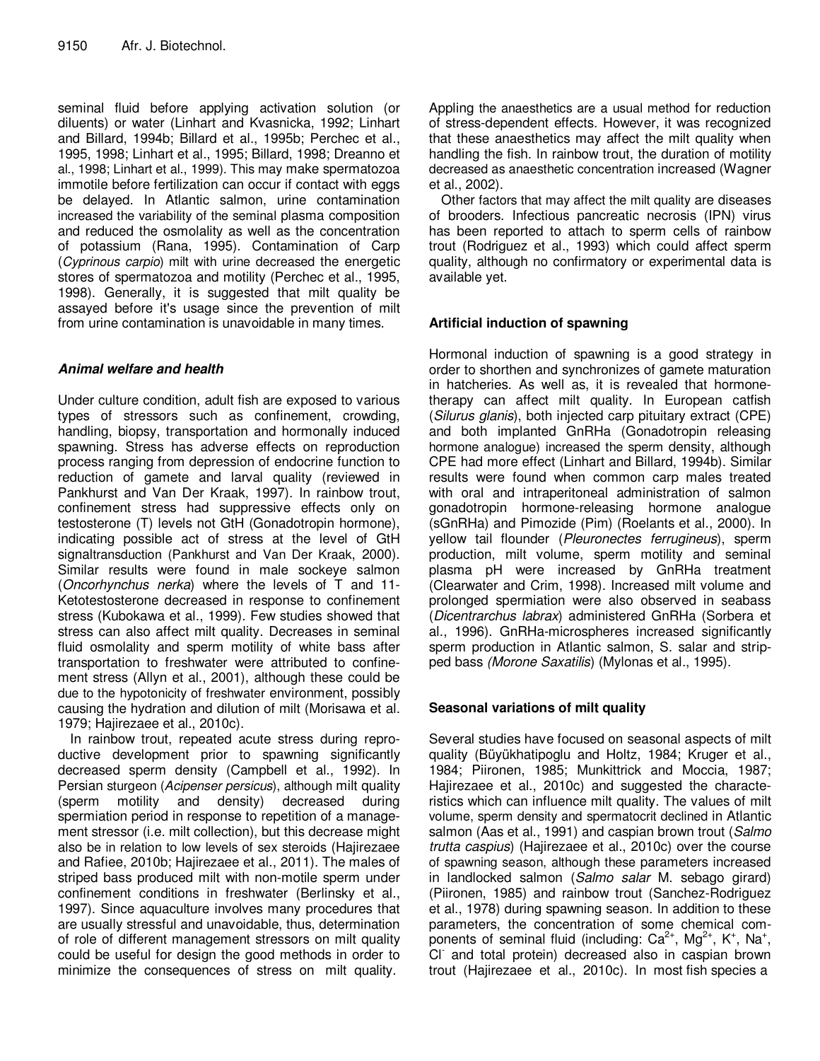seminal fluid before applying activation solution (or diluents) or water (Linhart and Kvasnicka, 1992; Linhart and Billard, 1994b; Billard et al., 1995b; Perchec et al., 1995, 1998; Linhart et al., 1995; Billard, 1998; Dreanno et al., 1998; Linhart et al., 1999). This may make spermatozoa immotile before fertilization can occur if contact with eggs be delayed. In Atlantic salmon, urine contamination increased the variability of the seminal plasma composition and reduced the osmolality as well as the concentration of potassium (Rana, 1995). Contamination of Carp (*Cyprinous carpio*) milt with urine decreased the energetic stores of spermatozoa and motility (Perchec et al., 1995, 1998). Generally, it is suggested that milt quality be assayed before it's usage since the prevention of milt from urine contamination is unavoidable in many times.

### *Animal welfare and health*

Under culture condition, adult fish are exposed to various types of stressors such as confinement, crowding, handling, biopsy, transportation and hormonally induced spawning. Stress has adverse effects on reproduction process ranging from depression of endocrine function to reduction of gamete and larval quality (reviewed in Pankhurst and Van Der Kraak, 1997). In rainbow trout, confinement stress had suppressive effects only on testosterone (T) levels not GtH (Gonadotropin hormone), indicating possible act of stress at the level of GtH signaltransduction (Pankhurst and Van Der Kraak, 2000). Similar results were found in male sockeye salmon (*Oncorhynchus nerka*) where the levels of T and 11-Ketotestosterone decreased in response to confinement stress (Kubokawa et al., 1999). Few studies showed that stress can also affect milt quality. Decreases in seminal fluid osmolality and sperm motility of white bass after transportation to freshwater were attributed to confinement stress (Allyn et al., 2001), although these could be due to the hypotonicity of freshwater environment, possibly causing the hydration and dilution of milt (Morisawa et al. 1979; Hajirezaee et al., 2010c).

In rainbow trout, repeated acute stress during reproductive development prior to spawning significantly decreased sperm density (Campbell et al., 1992). In Persian sturgeon (*Acipenser persicus*), although milt quality (sperm motility and density) decreased during spermiation period in response to repetition of a management stressor (i.e. milt collection), but this decrease might also be in relation to low levels of sex steroids (Hajirezaee and Rafiee, 2010b; Hajirezaee et al., 2011). The males of striped bass produced milt with non-motile sperm under confinement conditions in freshwater (Berlinsky et al., 1997). Since aquaculture involves many procedures that are usually stressful and unavoidable, thus, determination of role of different management stressors on milt quality could be useful for design the good methods in order to minimize the consequences of stress on milt quality.

Appling the anaesthetics are a usual method for reduction of stress-dependent effects. However, it was recognized that these anaesthetics may affect the milt quality when handling the fish. In rainbow trout, the duration of motility decreased as anaesthetic concentration increased (Wagner et al., 2002).

Other factors that may affect the milt quality are diseases of brooders. Infectious pancreatic necrosis (IPN) virus has been reported to attach to sperm cells of rainbow trout (Rodriguez et al., 1993) which could affect sperm quality, although no confirmatory or experimental data is available yet.

### Artificial induction of spawning

Hormonal induction of spawning is a good strategy in order to shorten and synchronizes of gamete maturation in hatcheries. As well as, it is revealed that hormone-therapy can affect milt quality. In European catfish (*Silurus glanis*), both injected carp pituitary extract (CPE) and both implanted GnRHa (Gonadotropin releasing hormone analogue) increased the sperm density, although CPE had more effect (Linhart and Billard, 1994b). Similar results were found when common carp males treated with oral and intraperitoneal administration of salmon gonadotropin hormone-releasing hormone analogue (sGnRHa) and Pimozide (Pim) (Roelants et al., 2000). In yellow tail flounder (*Pleuronectes ferrugineus*), sperm production, milt volume, sperm motility and seminal plasma pH were increased by GnRHa treatment (Clearwater and Crim, 1998). Increased milt volume and prolonged spermiation were also observed in seabass (*Dicentrarchus labrax*) administered GnRHa (Sorbera et al., 1996). GnRHa-microspheres increased significantly sperm production in Atlantic salmon, S. salar and stripped bass *(Morone Saxatilis*) (Mylonas et al., 1995).

### Seasonal variations of milt quality

Several studies have focused on seasonal aspects of milt quality (Büyükhatipoglu and Holtz, 1984; Kruger et al., 1984; Piironen, 1985; Munkittrick and Moccia, 1987; Hajirezaee et al., 2010c) and suggested the characteristics which can influence milt quality. The values of milt volume, sperm density and spermatocrit declined in Atlantic salmon (Aas et al., 1991) and caspian brown trout (*Salmo trutta caspius*) (Hajirezaee et al., 2010c) over the course of spawning season, although these parameters increased in landlocked salmon (*Salmo salar* M. sebago girard) (Piironen, 1985) and rainbow trout (Sanchez-Rodriguez et al., 1978) during spawning season. In addition to these parameters, the concentration of some chemical components of seminal fluid (including: $Ca^{2+}$, $Mg^{2+}$, $K^{+}$, $Na^{+}$, $Cl^{-}$ and total protein) decreased also in caspian brown trout (Hajirezaee et al., 2010c). In most fish species a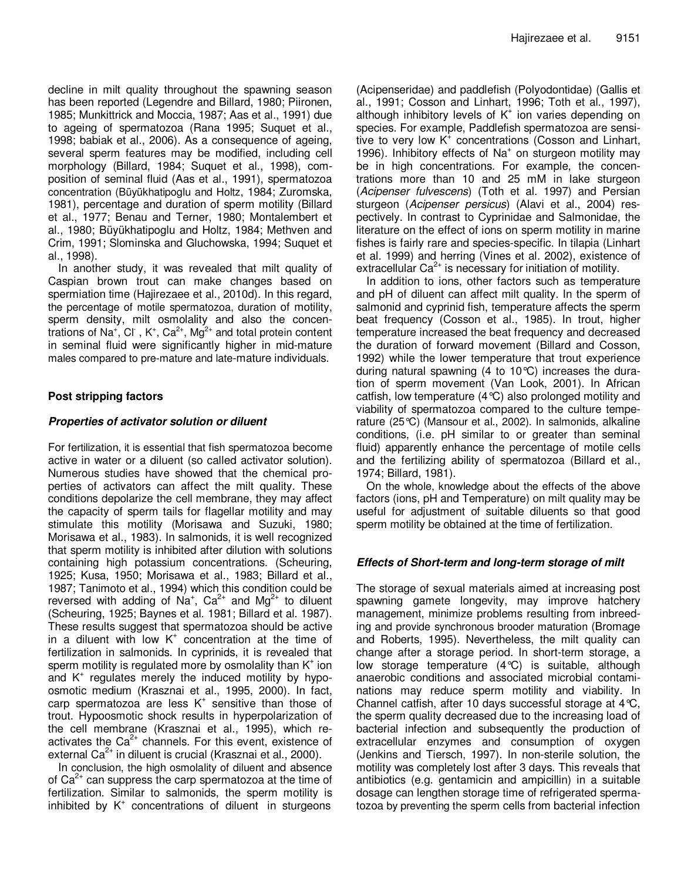decline in milt quality throughout the spawning season has been reported (Legendre and Billard, 1980; Piironen, 1985; Munkittrick and Moccia, 1987; Aas et al., 1991) due to ageing of spermatozoa (Rana 1995; Suquet et al., 1998; babiak et al., 2006). As a consequence of ageing, several sperm features may be modified, including cell morphology (Billard, 1984; Suquet et al., 1998), composition of seminal fluid (Aas et al., 1991), spermatozoa concentration (Büyükhatipoglu and Holtz, 1984; Zuromska, 1981), percentage and duration of sperm motility (Billard et al., 1977; Benau and Terner, 1980; Montalembert et al., 1980; Büyükhatipoglu and Holtz, 1984; Methven and Crim, 1991; Slominska and Gluchowska, 1994; Suquet et al., 1998).

In another study, it was revealed that milt quality of Caspian brown trout can make changes based on spermiation time (Hajirezaee et al., 2010d). In this regard, the percentage of motile spermatozoa, duration of motility, sperm density, milt osmolality and also the concentrations of $Na^+$, $Cl^-$, $K^+$, $Ca^{2+}$, $Mg^{2+}$ and total protein content in seminal fluid were significantly higher in mid-mature males compared to pre-mature and late-mature individuals.

## Post stripping factors

### *Properties of activator solution or diluent*

For fertilization, it is essential that fish spermatozoa become active in water or a diluent (so called activator solution). Numerous studies have showed that the chemical properties of activators can affect the milt quality. These conditions depolarize the cell membrane, they may affect the capacity of sperm tails for flagellar motility and may stimulate this motility (Morisawa and Suzuki, 1980; Morisawa et al., 1983). In salmonids, it is well recognized that sperm motility is inhibited after dilution with solutions containing high potassium concentrations. (Scheuring, 1925; Kusa, 1950; Morisawa et al., 1983; Billard et al., 1987; Tanimoto et al., 1994) which this condition could be reversed with adding of $Na^+$, $Ca^{2+}$ and $Mg^{2+}$ to diluent (Scheuring, 1925; Baynes et al. 1981; Billard et al. 1987). These results suggest that spermatozoa should be active in a diluent with low $K^+$ concentration at the time of fertilization in salmonids. In cyprinids, it is revealed that sperm motility is regulated more by osmolality than $K^+$ ion and $K^+$ regulates merely the induced motility by hypoosmotic medium (Krasznai et al., 1995, 2000). In fact, carp spermatozoa are less $K^+$ sensitive than those of trout. Hypoosmotic shock results in hyperpolarization of the cell membrane (Krasznai et al., 1995), which reactivates the $Ca^{2+}$ channels. For this event, existence of external $Ca^{2+}$ in diluent is crucial (Krasznai et al., 2000).

In conclusion, the high osmolality of diluent and absence of $Ca^{2+}$ can suppress the carp spermatozoa at the time of fertilization. Similar to salmonids, the sperm motility is inhibited by $K^+$ concentrations of diluent in sturgeons (Acipenseridae) and paddlefish (Polyodontidae) (Gallis et al., 1991; Cosson and Linhart, 1996; Toth et al., 1997), although inhibitory levels of $K^+$ ion varies depending on species. For example, Paddlefish spermatozoa are sensitive to very low $K^+$ concentrations (Cosson and Linhart, 1996). Inhibitory effects of $Na^+$ on sturgeon motility may be in high concentrations. For example, the concentrations more than 10 and 25 mM in lake sturgeon (*Acipenser fulvescens*) (Toth et al. 1997) and Persian sturgeon (*Acipenser persicus*) (Alavi et al., 2004) respectively. In contrast to Cyprinidae and Salmonidae, the literature on the effect of ions on sperm motility in marine fishes is fairly rare and species-specific. In tilapia (Linhart et al. 1999) and herring (Vines et al. 2002), existence of extracellular $Ca^{2+}$ is necessary for initiation of motility.

In addition to ions, other factors such as temperature and pH of diluent can affect milt quality. In the sperm of salmonid and cyprinid fish, temperature affects the sperm beat frequency (Cosson et al., 1985). In trout, higher temperature increased the beat frequency and decreased the duration of forward movement (Billard and Cosson, 1992) while the lower temperature that trout experience during natural spawning (4 to 10°C) increases the duration of sperm movement (Van Look, 2001). In African catfish, low temperature (4°C) also prolonged motility and viability of spermatozoa compared to the culture temperature (25°C) (Mansour et al., 2002). In salmonids, alkaline conditions, (i.e. pH similar to or greater than seminal fluid) apparently enhance the percentage of motile cells and the fertilizing ability of spermatozoa (Billard et al., 1974; Billard, 1981).

On the whole, knowledge about the effects of the above factors (ions, pH and Temperature) on milt quality may be useful for adjustment of suitable diluents so that good sperm motility be obtained at the time of fertilization.

### *Effects of Short-term and long-term storage of milt*

The storage of sexual materials aimed at increasing post spawning gamete longevity, may improve hatchery management, minimize problems resulting from inbreeding and provide synchronous brooder maturation (Bromage and Roberts, 1995). Nevertheless, the milt quality can change after a storage period. In short-term storage, a low storage temperature (4°C) is suitable, although anaerobic conditions and associated microbial contaminations may reduce sperm motility and viability. In Channel catfish, after 10 days successful storage at 4°C, the sperm quality decreased due to the increasing load of bacterial infection and subsequently the production of extracellular enzymes and consumption of oxygen (Jenkins and Tiersch, 1997). In non-sterile solution, the motility was completely lost after 3 days. This reveals that antibiotics (e.g. gentamicin and ampicillin) in a suitable dosage can lengthen storage time of refrigerated spermatozoa by preventing the sperm cells from bacterial infection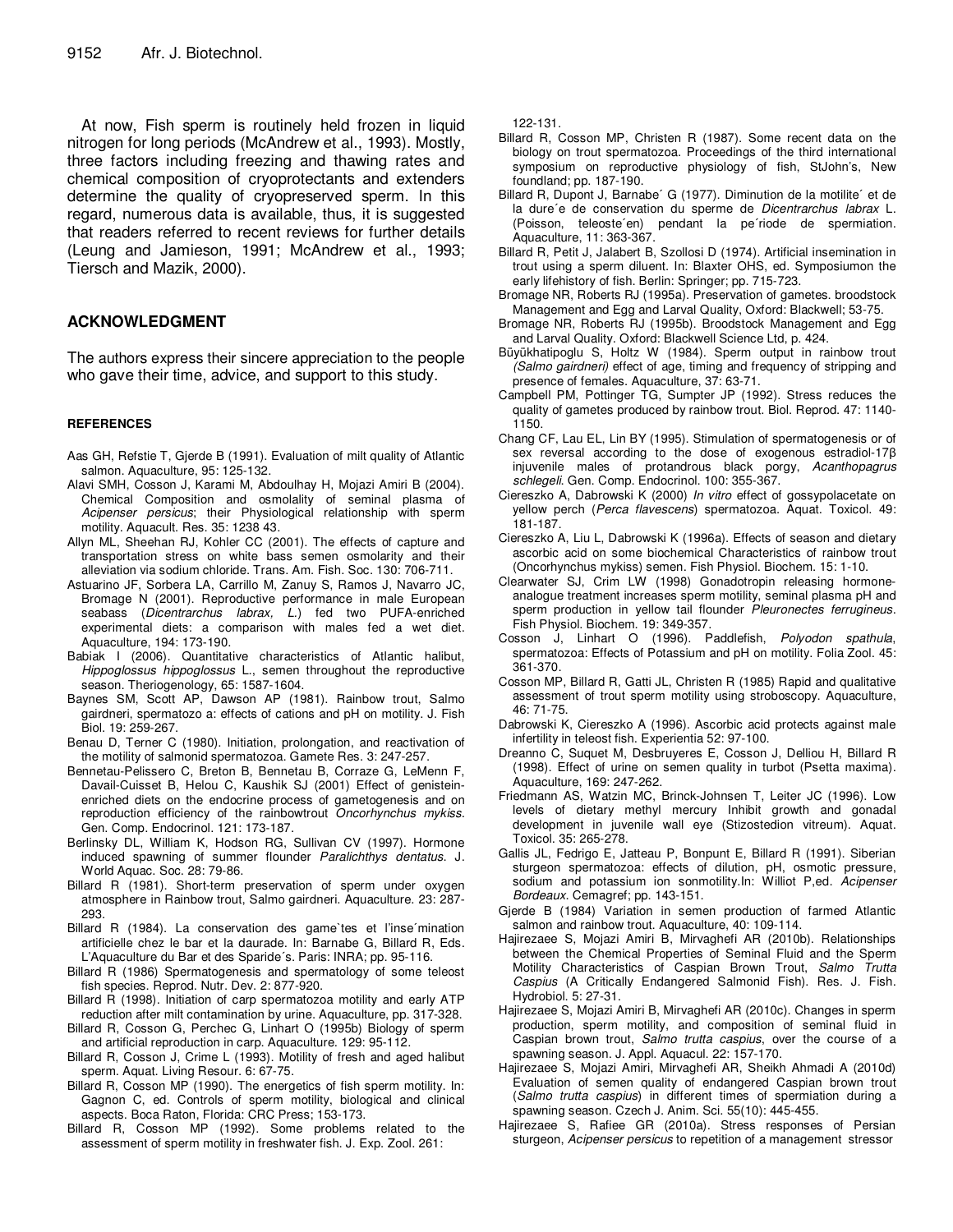At now, Fish sperm is routinely held frozen in liquid nitrogen for long periods (McAndrew et al., 1993). Mostly, three factors including freezing and thawing rates and chemical composition of cryoprotectants and extenders determine the quality of cryopreserved sperm. In this regard, numerous data is available, thus, it is suggested that readers referred to recent reviews for further details (Leung and Jamieson, 1991; McAndrew et al., 1993; Tiersch and Mazik, 2000).

## ACKNOWLEDGMENT

The authors express their sincere appreciation to the people who gave their time, advice, and support to this study.

### REFERENCES

Aas GH, Refstie T, Gjerde B (1991). Evaluation of milt quality of Atlantic salmon. Aquaculture, 95: 125-132.

Alavi SMH, Cosson J, Karami M, Abdoulhay H, Mojazi Amiri B (2004). Chemical Composition and osmolality of seminal plasma of *Acipenser persicus*; their Physiological relationship with sperm motility. Aquacult. Res. 35: 1238 43.

Allyn ML, Sheehan RJ, Kohler CC (2001). The effects of capture and transportation stress on white bass semen osmolarity and their alleviation via sodium chloride. Trans. Am. Fish. Soc. 130: 706-711.

Astuarino JF, Sorbera LA, Carrillo M, Zanuy S, Ramos J, Navarro JC, Bromage N (2001). Reproductive performance in male European seabass (*Dicentrarchus labrax, L.*) fed two PUFA-enriched experimental diets: a comparison with males fed a wet diet. Aquaculture, 194: 173-190.

Babiak I (2006). Quantitative characteristics of Atlantic halibut, *Hippoglossus hippoglossus* L., semen throughout the reproductive season. Theriogenology, 65: 1587-1604.

Baynes SM, Scott AP, Dawson AP (1981). Rainbow trout, Salmo gairdneri, spermatozo a: effects of cations and pH on motility. J. Fish Biol. 19: 259-267.

Benau D, Terner C (1980). Initiation, prolongation, and reactivation of the motility of salmonid spermatozoa. Gamete Res. 3: 247-257.

Bennetau-Pelissero C, Breton B, Bennetau B, Corraze G, LeMenn F, Davail-Cuisset B, Helou C, Kaushik SJ (2001) Effect of genistein-enriched diets on the endocrine process of gametogenesis and on reproduction efficiency of the rainbowtrout *Oncorhynchus mykiss*. Gen. Comp. Endocrinol. 121: 173-187.

Berlinsky DL, William K, Hodson RG, Sullivan CV (1997). Hormone induced spawning of summer flounder *Paralichthys dentatus.* J. World Aquac. Soc. 28: 79-86.

Billard R (1981). Short-term preservation of sperm under oxygen atmosphere in Rainbow trout, Salmo gairdneri. Aquaculture. 23: 287-293.

Billard R (1984). La conservation des game`tes et l'inse´mination artificielle chez le bar et la daurade. In: Barnabe G, Billard R, Eds. L'Aquaculture du Bar et des Sparide´s. Paris: INRA; pp. 95-116.

Billard R (1986) Spermatogenesis and spermatology of some teleost fish species. Reprod. Nutr. Dev. 2: 877-920.

Billard R (1998). Initiation of carp spermatozoa motility and early ATP reduction after milt contamination by urine. Aquaculture, pp. 317-328.

Billard R, Cosson G, Perchec G, Linhart O (1995b) Biology of sperm and artificial reproduction in carp. Aquaculture. 129: 95-112.

Billard R, Cosson J, Crime L (1993). Motility of fresh and aged halibut sperm. Aquat. Living Resour. 6: 67-75.

Billard R, Cosson MP (1990). The energetics of fish sperm motility. In: Gagnon C, ed. Controls of sperm motility, biological and clinical aspects. Boca Raton, Florida: CRC Press; 153-173.

Billard R, Cosson MP (1992). Some problems related to the assessment of sperm motility in freshwater fish. J. Exp. Zool. 261: 122-131.

Billard R, Cosson MP, Christen R (1987). Some recent data on the biology on trout spermatozoa. Proceedings of the third international symposium on reproductive physiology of fish, StJohn's, New foundland; pp. 187-190.

Billard R, Dupont J, Barnabe´ G (1977). Diminution de la motilite´ et de la dure´e de conservation du sperme de *Dicentrarchus labrax* L. (Poisson, teleoste´en) pendant la pe´riode de spermiation. Aquaculture, 11: 363-367.

Billard R, Petit J, Jalabert B, Szollosi D (1974). Artificial insemination in trout using a sperm diluent. In: Blaxter OHS, ed. Symposiumon the early lifehistory of fish. Berlin: Springer; pp. 715-723.

Bromage NR, Roberts RJ (1995a). Preservation of gametes. broodstock Management and Egg and Larval Quality, Oxford: Blackwell; 53-75.

Bromage NR, Roberts RJ (1995b). Broodstock Management and Egg and Larval Quality. Oxford: Blackwell Science Ltd, p. 424.

Büyükhatipoglu S, Holtz W (1984). Sperm output in rainbow trout *(Salmo gairdneri)* effect of age, timing and frequency of stripping and presence of females. Aquaculture, 37: 63-71.

Campbell PM, Pottinger TG, Sumpter JP (1992). Stress reduces the quality of gametes produced by rainbow trout. Biol. Reprod. 47: 1140-1150.

Chang CF, Lau EL, Lin BY (1995). Stimulation of spermatogenesis or of sex reversal according to the dose of exogenous estradiol-17β injuvenile males of protandrous black porgy, *Acanthopagrus schlegeli*. Gen. Comp. Endocrinol. 100: 355-367.

Ciereszko A, Dabrowski K (2000) *In vitro* effect of gossypolacetate on yellow perch (*Perca flavescens*) spermatozoa. Aquat. Toxicol. 49: 181-187.

Ciereszko A, Liu L, Dabrowski K (1996a). Effects of season and dietary ascorbic acid on some biochemical Characteristics of rainbow trout (Oncorhynchus mykiss) semen. Fish Physiol. Biochem. 15: 1-10.

Clearwater SJ, Crim LW (1998) Gonadotropin releasing hormone-analogue treatment increases sperm motility, seminal plasma pH and sperm production in yellow tail flounder *Pleuronectes ferrugineus*. Fish Physiol. Biochem. 19: 349-357.

Cosson J, Linhart O (1996). Paddlefish, *Polyodon spathula*, spermatozoa: Effects of Potassium and pH on motility. Folia Zool. 45: 361-370.

Cosson MP, Billard R, Gatti JL, Christen R (1985) Rapid and qualitative assessment of trout sperm motility using stroboscopy. Aquaculture, 46: 71-75.

Dabrowski K, Ciereszko A (1996). Ascorbic acid protects against male infertility in teleost fish. Experientia 52: 97-100.

Dreanno C, Suquet M, Desbruyeres E, Cosson J, Delliou H, Billard R (1998). Effect of urine on semen quality in turbot (Psetta maxima). Aquaculture, 169: 247-262.

Friedmann AS, Watzin MC, Brinck-Johnsen T, Leiter JC (1996). Low levels of dietary methyl mercury Inhibit growth and gonadal development in juvenile wall eye (Stizostedion vitreum). Aquat. Toxicol. 35: 265-278.

Gallis JL, Fedrigo E, Jatteau P, Bonpunt E, Billard R (1991). Siberian sturgeon spermatozoa: effects of dilution, pH, osmotic pressure, sodium and potassium ion sonmotility.In: Williot P,ed. *Acipenser Bordeaux*. Cemagref; pp. 143-151.

Gjerde B (1984) Variation in semen production of farmed Atlantic salmon and rainbow trout. Aquaculture, 40: 109-114.

Hajirezaee S, Mojazi Amiri B, Mirvaghefi AR (2010b). Relationships between the Chemical Properties of Seminal Fluid and the Sperm Motility Characteristics of Caspian Brown Trout, *Salmo Trutta Caspius* (A Critically Endangered Salmonid Fish). Res. J. Fish. Hydrobiol. 5: 27-31.

Hajirezaee S, Mojazi Amiri B, Mirvaghefi AR (2010c). Changes in sperm production, sperm motility, and composition of seminal fluid in Caspian brown trout, *Salmo trutta caspius*, over the course of a spawning season. J. Appl. Aquacul. 22: 157-170.

Hajirezaee S, Mojazi Amiri, Mirvaghefi AR, Sheikh Ahmadi A (2010d) Evaluation of semen quality of endangered Caspian brown trout (*Salmo trutta caspius*) in different times of spermiation during a spawning season. Czech J. Anim. Sci. 55(10): 445-455.

Hajirezaee S, Rafiee GR (2010a). Stress responses of Persian sturgeon, *Acipenser persicus* to repetition of a management stressor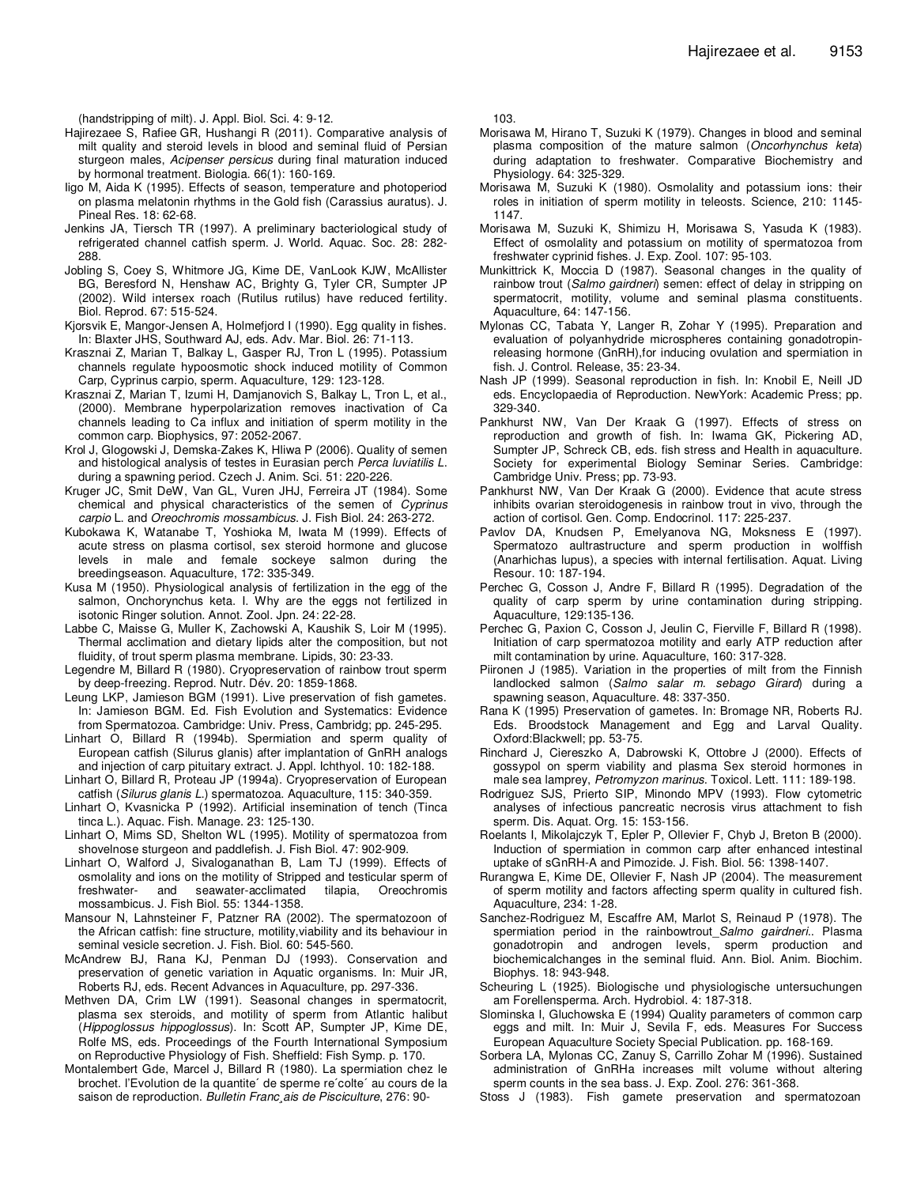(handstripping of milt). J. Appl. Biol. Sci. 4: 9-12.

Hajirezaee S, Rafiee GR, Hushangi R (2011). Comparative analysis of milt quality and steroid levels in blood and seminal fluid of Persian sturgeon males, *Acipenser persicus* during final maturation induced by hormonal treatment. Biologia. 66(1): 160-169.

Iigo M, Aida K (1995). Effects of season, temperature and photoperiod on plasma melatonin rhythms in the Gold fish (Carassius auratus). J. Pineal Res. 18: 62-68.

Jenkins JA, Tiersch TR (1997). A preliminary bacteriological study of refrigerated channel catfish sperm. J. World. Aquac. Soc. 28: 282-288.

Jobling S, Coey S, Whitmore JG, Kime DE, VanLook KJW, McAllister BG, Beresford N, Henshaw AC, Brighty G, Tyler CR, Sumpter JP (2002). Wild intersex roach (Rutilus rutilus) have reduced fertility. Biol. Reprod. 67: 515-524.

Kjorsvik E, Mangor-Jensen A, Holmefjord I (1990). Egg quality in fishes. In: Blaxter JHS, Southward AJ, eds. Adv. Mar. Biol. 26: 71-113.

Krasznai Z, Marian T, Balkay L, Gasper RJ, Tron L (1995). Potassium channels regulate hypoosmotic shock induced motility of Common Carp, Cyprinus carpio, sperm. Aquaculture, 129: 123-128.

Krasznai Z, Marian T, Izumi H, Damjanovich S, Balkay L, Tron L, et al., (2000). Membrane hyperpolarization removes inactivation of Ca channels leading to Ca influx and initiation of sperm motility in the common carp. Biophysics, 97: 2052-2067.

Krol J, Glogowski J, Demska-Zakes K, Hliwa P (2006). Quality of semen and histological analysis of testes in Eurasian perch *Perca luviatilis L.* during a spawning period. Czech J. Anim. Sci. 51: 220-226.

Kruger JC, Smit DeW, Van GL, Vuren JHJ, Ferreira JT (1984). Some chemical and physical characteristics of the semen of *Cyprinus carpio* L. and *Oreochromis mossambicus*. J. Fish Biol. 24: 263-272.

Kubokawa K, Watanabe T, Yoshioka M, Iwata M (1999). Effects of acute stress on plasma cortisol, sex steroid hormone and glucose levels in male and female sockeye salmon during the breedingseason. Aquaculture, 172: 335-349.

Kusa M (1950). Physiological analysis of fertilization in the egg of the salmon, Onchorynchus keta. I. Why are the eggs not fertilized in isotonic Ringer solution. Annot. Zool. Jpn. 24: 22-28.

Labbe C, Maisse G, Muller K, Zachowski A, Kaushik S, Loir M (1995). Thermal acclimation and dietary lipids alter the composition, but not fluidity, of trout sperm plasma membrane. Lipids, 30: 23-33.

Legendre M, Billard R (1980). Cryopreservation of rainbow trout sperm by deep-freezing. Reprod. Nutr. Dév. 20: 1859-1868.

Leung LKP, Jamieson BGM (1991). Live preservation of fish gametes. In: Jamieson BGM. Ed. Fish Evolution and Systematics: Evidence from Spermatozoa. Cambridge: Univ. Press, Cambridg; pp. 245-295.

Linhart O, Billard R (1994b). Spermiation and sperm quality of European catfish (Silurus glanis) after implantation of GnRH analogs and injection of carp pituitary extract. J. Appl. Ichthyol. 10: 182-188.

Linhart O, Billard R, Proteau JP (1994a). Cryopreservation of European catfish (*Silurus glanis L.*) spermatozoa. Aquaculture, 115: 340-359.

Linhart O, Kvasnicka P (1992). Artificial insemination of tench (Tinca tinca L.). Aquac. Fish. Manage. 23: 125-130.

Linhart O, Mims SD, Shelton WL (1995). Motility of spermatozoa from shovelnose sturgeon and paddlefish. J. Fish Biol. 47: 902-909.

Linhart O, Walford J, Sivaloganathan B, Lam TJ (1999). Effects of osmolality and ions on the motility of Stripped and testicular sperm of freshwater- and seawater-acclimated tilapia, Oreochromis mossambicus. J. Fish Biol. 55: 1344-1358.

Mansour N, Lahnsteiner F, Patzner RA (2002). The spermatozoon of the African catfish: fine structure, motility,viability and its behaviour in seminal vesicle secretion. J. Fish. Biol. 60: 545-560.

McAndrew BJ, Rana KJ, Penman DJ (1993). Conservation and preservation of genetic variation in Aquatic organisms. In: Muir JR, Roberts RJ, eds. Recent Advances in Aquaculture, pp. 297-336.

Methven DA, Crim LW (1991). Seasonal changes in spermatocrit, plasma sex steroids, and motility of sperm from Atlantic halibut (*Hippoglossus hippoglossus*). In: Scott AP, Sumpter JP, Kime DE, Rolfe MS, eds. Proceedings of the Fourth International Symposium on Reproductive Physiology of Fish. Sheffield: Fish Symp. p. 170.

Montalembert Gde, Marcel J, Billard R (1980). La spermiation chez le brochet. l'Evolution de la quantite´ de sperme re´colte´ au cours de la saison de reproduction. *Bulletin Franc¸ais de Pisciculture*, 276: 90-103.

Morisawa M, Hirano T, Suzuki K (1979). Changes in blood and seminal plasma composition of the mature salmon (*Oncorhynchus keta*) during adaptation to freshwater. Comparative Biochemistry and Physiology. 64: 325-329.

Morisawa M, Suzuki K (1980). Osmolality and potassium ions: their roles in initiation of sperm motility in teleosts. Science, 210: 1145-1147.

Morisawa M, Suzuki K, Shimizu H, Morisawa S, Yasuda K (1983). Effect of osmolality and potassium on motility of spermatozoa from freshwater cyprinid fishes. J. Exp. Zool. 107: 95-103.

Munkittrick K, Moccia D (1987). Seasonal changes in the quality of rainbow trout (*Salmo gairdneri*) semen: effect of delay in stripping on spermatocrit, motility, volume and seminal plasma constituents. Aquaculture, 64: 147-156.

Mylonas CC, Tabata Y, Langer R, Zohar Y (1995). Preparation and evaluation of polyanhydride microspheres containing gonadotropin-releasing hormone (GnRH),for inducing ovulation and spermiation in fish. J. Control. Release, 35: 23-34.

Nash JP (1999). Seasonal reproduction in fish. In: Knobil E, Neill JD eds. Encyclopaedia of Reproduction. NewYork: Academic Press; pp. 329-340.

Pankhurst NW, Van Der Kraak G (1997). Effects of stress on reproduction and growth of fish. In: Iwama GK, Pickering AD, Sumpter JP, Schreck CB, eds. fish stress and Health in aquaculture. Society for experimental Biology Seminar Series. Cambridge: Cambridge Univ. Press; pp. 73-93.

Pankhurst NW, Van Der Kraak G (2000). Evidence that acute stress inhibits ovarian steroidogenesis in rainbow trout in vivo, through the action of cortisol. Gen. Comp. Endocrinol. 117: 225-237.

Pavlov DA, Knudsen P, Emelyanova NG, Moksness E (1997). Spermatozo aultrastructure and sperm production in wolffish (Anarhichas lupus), a species with internal fertilisation. Aquat. Living Resour. 10: 187-194.

Perchec G, Cosson J, Andre F, Billard R (1995). Degradation of the quality of carp sperm by urine contamination during stripping. Aquaculture, 129:135-136.

Perchec G, Paxion C, Cosson J, Jeulin C, Fierville F, Billard R (1998). Initiation of carp spermatozoa motility and early ATP reduction after milt contamination by urine. Aquaculture, 160: 317-328.

Piironen J (1985). Variation in the properties of milt from the Finnish landlocked salmon (*Salmo salar m. sebago Girard*) during a spawning season, Aquaculture. 48: 337-350.

Rana K (1995) Preservation of gametes. In: Bromage NR, Roberts RJ. Eds. Broodstock Management and Egg and Larval Quality. Oxford:Blackwell; pp. 53-75.

Rinchard J, Ciereszko A, Dabrowski K, Ottobre J (2000). Effects of gossypol on sperm viability and plasma Sex steroid hormones in male sea lamprey, *Petromyzon marinus*. Toxicol. Lett. 111: 189-198.

Rodriguez SJS, Prierto SIP, Minondo MPV (1993). Flow cytometric analyses of infectious pancreatic necrosis virus attachment to fish sperm. Dis. Aquat. Org. 15: 153-156.

Roelants I, Mikolajczyk T, Epler P, Ollevier F, Chyb J, Breton B (2000). Induction of spermiation in common carp after enhanced intestinal uptake of sGnRH-A and Pimozide. J. Fish. Biol. 56: 1398-1407.

Rurangwa E, Kime DE, Ollevier F, Nash JP (2004). The measurement of sperm motility and factors affecting sperm quality in cultured fish. Aquaculture, 234: 1-28.

Sanchez-Rodriguez M, Escaffre AM, Marlot S, Reinaud P (1978). The spermiation period in the rainbowtrout *Salmo gairdneri*.. Plasma gonadotropin and androgen levels, sperm production and biochemicalchanges in the seminal fluid. Ann. Biol. Anim. Biochim. Biophys. 18: 943-948.

Scheuring L (1925). Biologische und physiologische untersuchungen am Forellensperma. Arch. Hydrobiol. 4: 187-318.

Slominska I, Gluchowska E (1994) Quality parameters of common carp eggs and milt. In: Muir J, Sevila F, eds. Measures For Success European Aquaculture Society Special Publication. pp. 168-169.

Sorbera LA, Mylonas CC, Zanuy S, Carrillo Zohar M (1996). Sustained administration of GnRHa increases milt volume without altering sperm counts in the sea bass. J. Exp. Zool. 276: 361-368.

Stoss J (1983). Fish gamete preservation and spermatozoan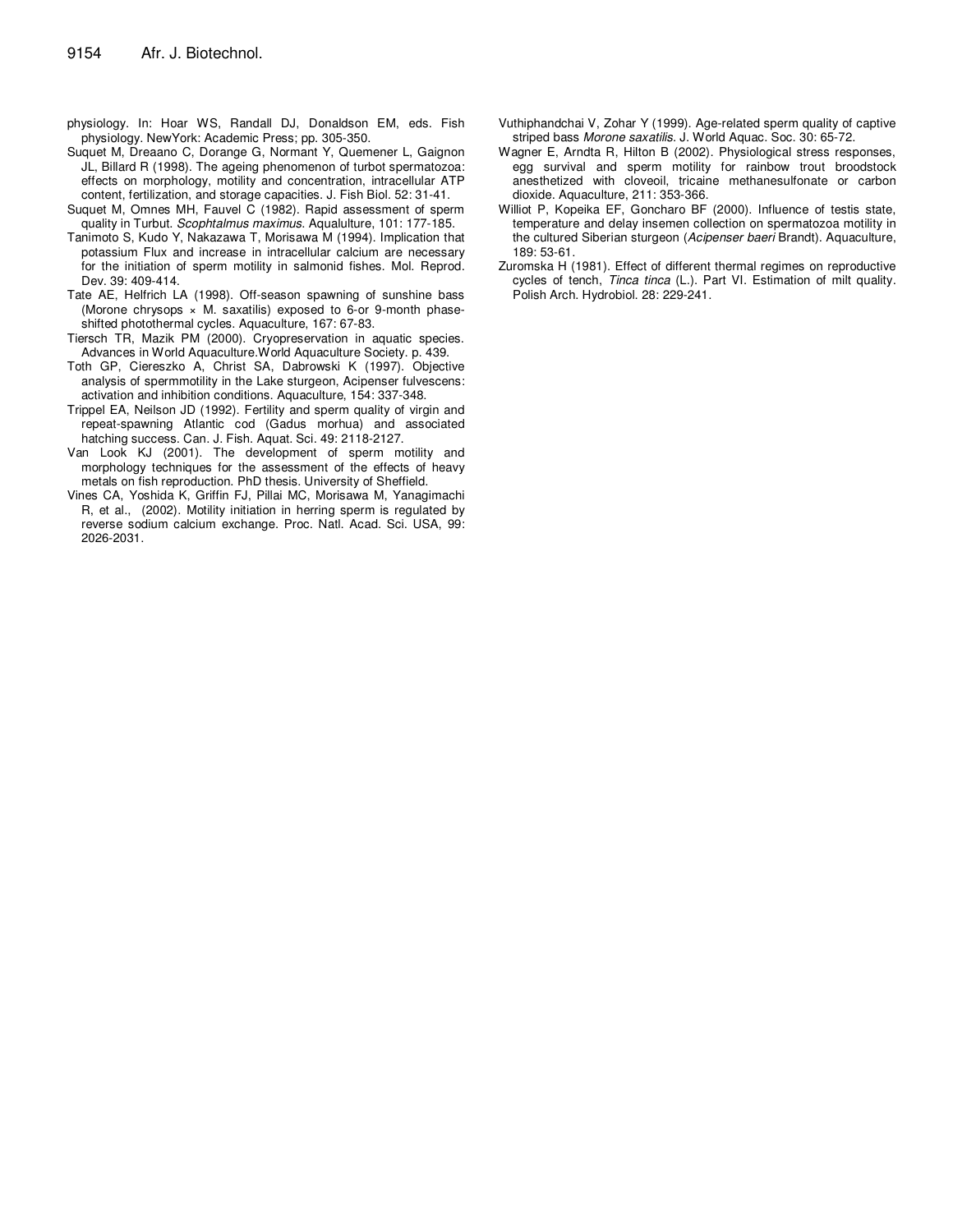physiology. In: Hoar WS, Randall DJ, Donaldson EM, eds. Fish physiology. NewYork: Academic Press; pp. 305-350.

Suquet M, Dreaano C, Dorange G, Normant Y, Quemener L, Gaignon JL, Billard R (1998). The ageing phenomenon of turbot spermatozoa: effects on morphology, motility and concentration, intracellular ATP content, fertilization, and storage capacities. J. Fish Biol. 52: 31-41.

Suquet M, Omnes MH, Fauvel C (1982). Rapid assessment of sperm quality in Turbut. *Scophtalmus maximus*. Aqualulture, 101: 177-185.

Tanimoto S, Kudo Y, Nakazawa T, Morisawa M (1994). Implication that potassium Flux and increase in intracellular calcium are necessary for the initiation of sperm motility in salmonid fishes. Mol. Reprod. Dev. 39: 409-414.

Tate AE, Helfrich LA (1998). Off-season spawning of sunshine bass (Morone chrysops × M. saxatilis) exposed to 6-or 9-month phase-shifted photothermal cycles. Aquaculture, 167: 67-83.

Tiersch TR, Mazik PM (2000). Cryopreservation in aquatic species. Advances in World Aquaculture.World Aquaculture Society. p. 439.

Toth GP, Ciereszko A, Christ SA, Dabrowski K (1997). Objective analysis of spermmotility in the Lake sturgeon, Acipenser fulvescens: activation and inhibition conditions. Aquaculture, 154: 337-348.

Trippel EA, Neilson JD (1992). Fertility and sperm quality of virgin and repeat-spawning Atlantic cod (Gadus morhua) and associated hatching success. Can. J. Fish. Aquat. Sci. 49: 2118-2127.

Van Look KJ (2001). The development of sperm motility and morphology techniques for the assessment of the effects of heavy metals on fish reproduction. PhD thesis. University of Sheffield.

Vines CA, Yoshida K, Griffin FJ, Pillai MC, Morisawa M, Yanagimachi R, et al., (2002). Motility initiation in herring sperm is regulated by reverse sodium calcium exchange. Proc. Natl. Acad. Sci. USA, 99: 2026-2031.

Vuthiphandchai V, Zohar Y (1999). Age-related sperm quality of captive striped bass *Morone saxatilis*. J. World Aquac. Soc. 30: 65-72.

Wagner E, Arndta R, Hilton B (2002). Physiological stress responses, egg survival and sperm motility for rainbow trout broodstock anesthetized with cloveoil, tricaine methanesulfonate or carbon dioxide. Aquaculture, 211: 353-366.

Williot P, Kopeika EF, Goncharo BF (2000). Influence of testis state, temperature and delay insemen collection on spermatozoa motility in the cultured Siberian sturgeon (*Acipenser baeri* Brandt). Aquaculture, 189: 53-61.

Zuromska H (1981). Effect of different thermal regimes on reproductive cycles of tench, *Tinca tinca* (L.). Part VI. Estimation of milt quality. Polish Arch. Hydrobiol. 28: 229-241.